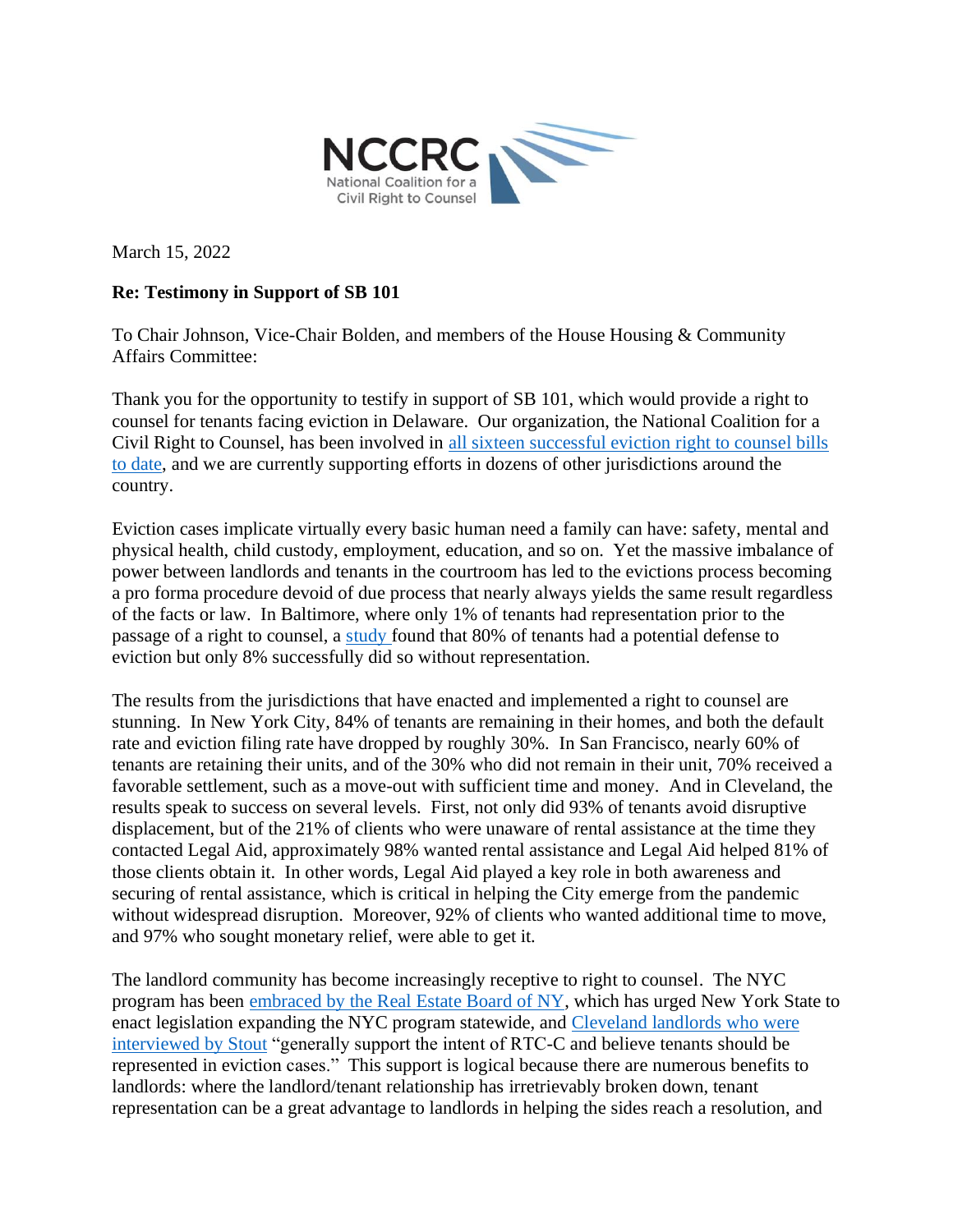NCCRC
National Coalition for a Civil Right to Counsel

March 15, 2022

**Re: Testimony in Support of SB 101**

To Chair Johnson, Vice-Chair Bolden, and members of the House Housing & Community Affairs Committee:

Thank you for the opportunity to testify in support of SB 101, which would provide a right to counsel for tenants facing eviction in Delaware. Our organization, the National Coalition for a Civil Right to Counsel, has been involved in all sixteen successful eviction right to counsel bills to date, and we are currently supporting efforts in dozens of other jurisdictions around the country.

Eviction cases implicate virtually every basic human need a family can have: safety, mental and physical health, child custody, employment, education, and so on. Yet the massive imbalance of power between landlords and tenants in the courtroom has led to the evictions process becoming a pro forma procedure devoid of due process that nearly always yields the same result regardless of the facts or law. In Baltimore, where only 1% of tenants had representation prior to the passage of a right to counsel, a study found that 80% of tenants had a potential defense to eviction but only 8% successfully did so without representation.

The results from the jurisdictions that have enacted and implemented a right to counsel are stunning. In New York City, 84% of tenants are remaining in their homes, and both the default rate and eviction filing rate have dropped by roughly 30%. In San Francisco, nearly 60% of tenants are retaining their units, and of the 30% who did not remain in their unit, 70% received a favorable settlement, such as a move-out with sufficient time and money. And in Cleveland, the results speak to success on several levels. First, not only did 93% of tenants avoid disruptive displacement, but of the 21% of clients who were unaware of rental assistance at the time they contacted Legal Aid, approximately 98% wanted rental assistance and Legal Aid helped 81% of those clients obtain it. In other words, Legal Aid played a key role in both awareness and securing of rental assistance, which is critical in helping the City emerge from the pandemic without widespread disruption. Moreover, 92% of clients who wanted additional time to move, and 97% who sought monetary relief, were able to get it.

The landlord community has become increasingly receptive to right to counsel. The NYC program has been embraced by the Real Estate Board of NY, which has urged New York State to enact legislation expanding the NYC program statewide, and Cleveland landlords who were interviewed by Stout "generally support the intent of RTC-C and believe tenants should be represented in eviction cases." This support is logical because there are numerous benefits to landlords: where the landlord/tenant relationship has irretrievably broken down, tenant representation can be a great advantage to landlords in helping the sides reach a resolution, and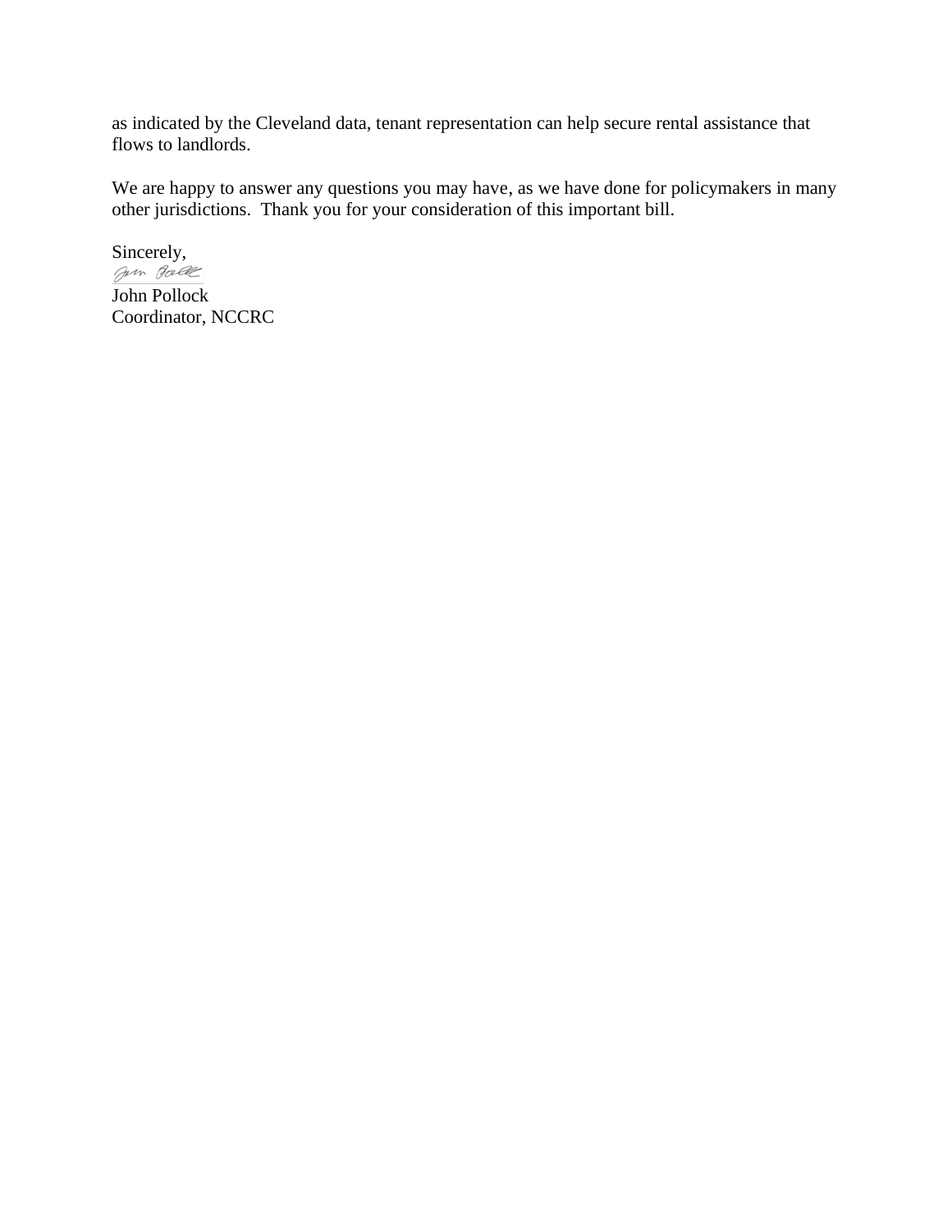as indicated by the Cleveland data, tenant representation can help secure rental assistance that flows to landlords.

We are happy to answer any questions you may have, as we have done for policymakers in many other jurisdictions. Thank you for your consideration of this important bill.

Sincerely,

John Pollock
Coordinator, NCCRC